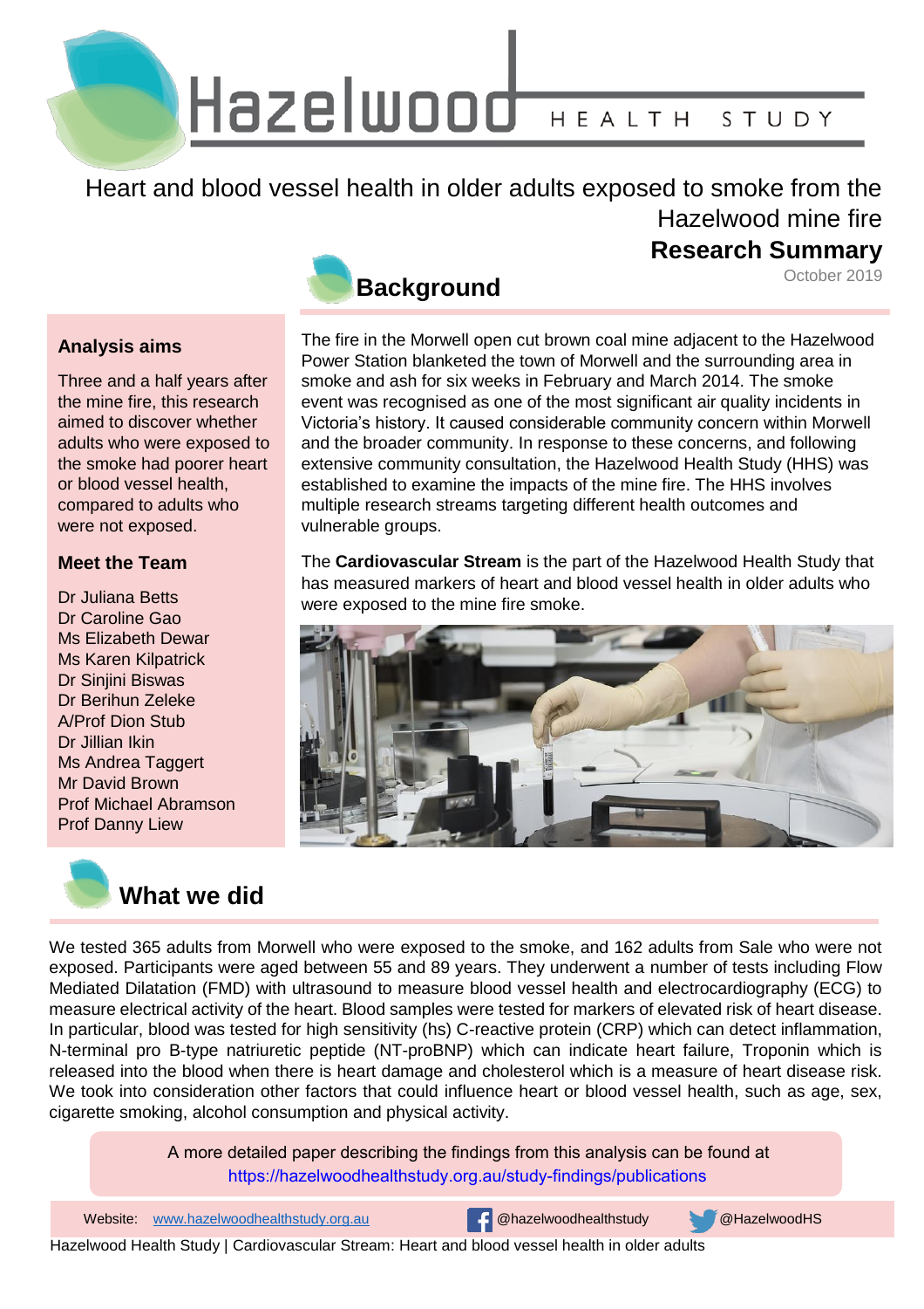# Hazelwood HEALTH STUDY

## Heart and blood vessel health in older adults exposed to smoke from the Hazelwood mine fire

**Research Summary**

October 2019

### Analysis aims

Three and a half years after the mine fire, this research aimed to discover whether adults who were exposed to the smoke had poorer heart or blood vessel health, compared to adults who were not exposed.

### Meet the Team

Dr Juliana Betts
Dr Caroline Gao
Ms Elizabeth Dewar
Ms Karen Kilpatrick
Dr Sinjini Biswas
Dr Berihun Zeleke
A/Prof Dion Stub
Dr Jillian Ikin
Ms Andrea Taggert
Mr David Brown
Prof Michael Abramson
Prof Danny Liew

## Background

The fire in the Morwell open cut brown coal mine adjacent to the Hazelwood Power Station blanketed the town of Morwell and the surrounding area in smoke and ash for six weeks in February and March 2014. The smoke event was recognised as one of the most significant air quality incidents in Victoria's history. It caused considerable community concern within Morwell and the broader community. In response to these concerns, and following extensive community consultation, the Hazelwood Health Study (HHS) was established to examine the impacts of the mine fire. The HHS involves multiple research streams targeting different health outcomes and vulnerable groups.

The **Cardiovascular Stream** is the part of the Hazelwood Health Study that has measured markers of heart and blood vessel health in older adults who were exposed to the mine fire smoke.

## What we did

We tested 365 adults from Morwell who were exposed to the smoke, and 162 adults from Sale who were not exposed. Participants were aged between 55 and 89 years. They underwent a number of tests including Flow Mediated Dilatation (FMD) with ultrasound to measure blood vessel health and electrocardiography (ECG) to measure electrical activity of the heart. Blood samples were tested for markers of elevated risk of heart disease. In particular, blood was tested for high sensitivity (hs) C-reactive protein (CRP) which can detect inflammation, N-terminal pro B-type natriuretic peptide (NT-proBNP) which can indicate heart failure, Troponin which is released into the blood when there is heart damage and cholesterol which is a measure of heart disease risk. We took into consideration other factors that could influence heart or blood vessel health, such as age, sex, cigarette smoking, alcohol consumption and physical activity.

A more detailed paper describing the findings from this analysis can be found at https://hazelwoodhealthstudy.org.au/study-findings/publications

Website: www.hazelwoodhealthstudy.org.au | @hazelwoodhealthstudy | @HazelwoodHS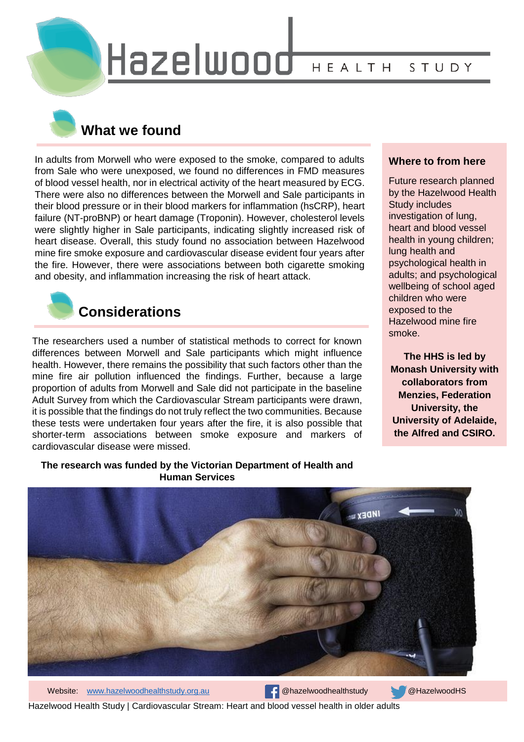# Hazelwood HEALTH STUDY

## What we found

In adults from Morwell who were exposed to the smoke, compared to adults from Sale who were unexposed, we found no differences in FMD measures of blood vessel health, nor in electrical activity of the heart measured by ECG. There were also no differences between the Morwell and Sale participants in their blood pressure or in their blood markers for inflammation (hsCRP), heart failure (NT-proBNP) or heart damage (Troponin). However, cholesterol levels were slightly higher in Sale participants, indicating slightly increased risk of heart disease. Overall, this study found no association between Hazelwood mine fire smoke exposure and cardiovascular disease evident four years after the fire. However, there were associations between both cigarette smoking and obesity, and inflammation increasing the risk of heart attack.

## Considerations

The researchers used a number of statistical methods to correct for known differences between Morwell and Sale participants which might influence health. However, there remains the possibility that such factors other than the mine fire air pollution influenced the findings. Further, because a large proportion of adults from Morwell and Sale did not participate in the baseline Adult Survey from which the Cardiovascular Stream participants were drawn, it is possible that the findings do not truly reflect the two communities. Because these tests were undertaken four years after the fire, it is also possible that shorter-term associations between smoke exposure and markers of cardiovascular disease were missed.

**The research was funded by the Victorian Department of Health and Human Services**

### Where to from here

Future research planned by the Hazelwood Health Study includes investigation of lung, heart and blood vessel health in young children; lung health and psychological health in adults; and psychological wellbeing of school aged children who were exposed to the Hazelwood mine fire smoke.

**The HHS is led by Monash University with collaborators from Menzies, Federation University, the University of Adelaide, the Alfred and CSIRO.**

Website: www.hazelwoodhealthstudy.org.au @hazelwoodhealthstudy @HazelwoodHS